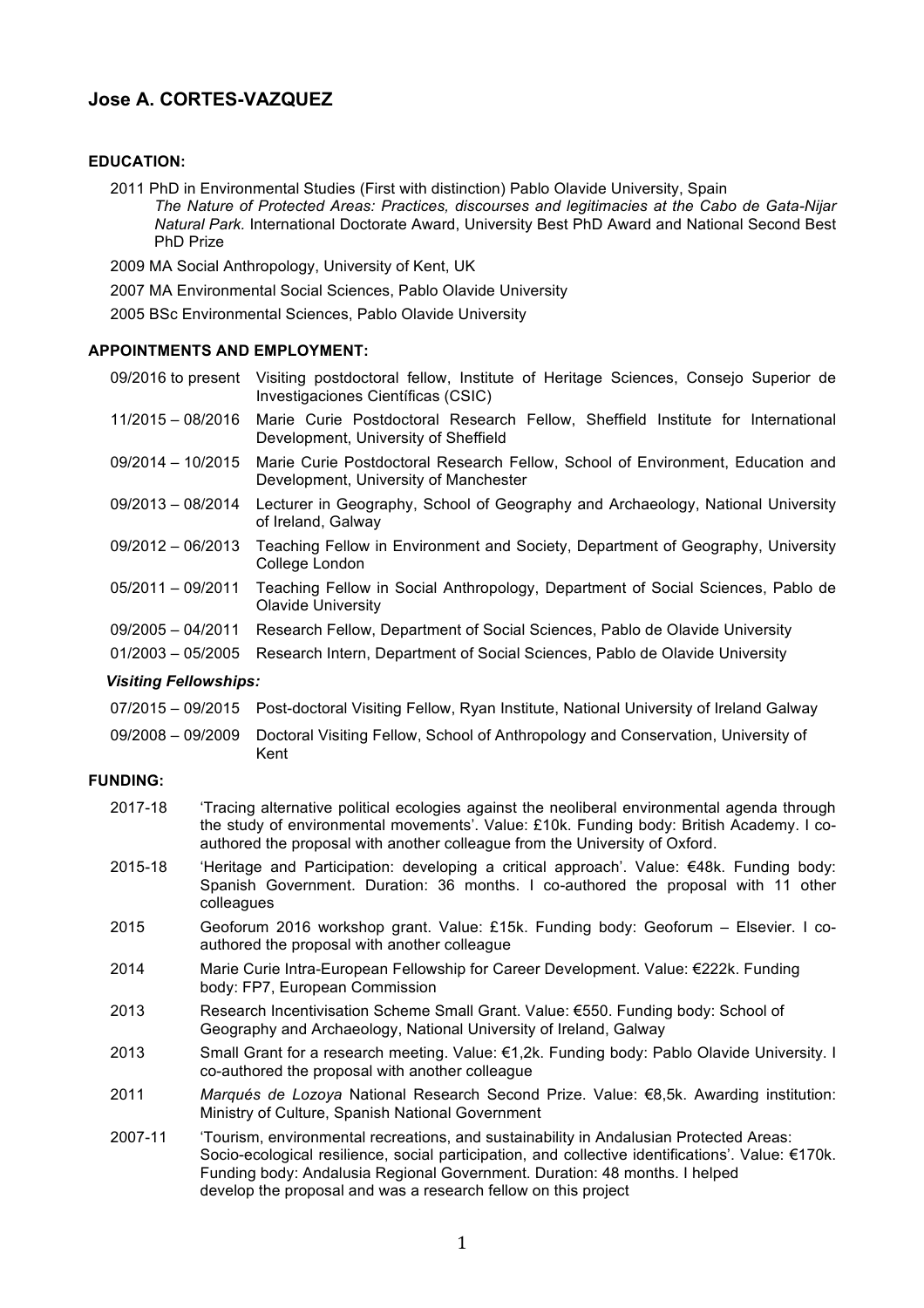# Jose A. CORTES-VAZQUEZ

## EDUCATION:

2011 PhD in Environmental Studies (First with distinction) Pablo Olavide University, Spain
*The Nature of Protected Areas: Practices, discourses and legitimacies at the Cabo de Gata-Nijar Natural Park.* International Doctorate Award, University Best PhD Award and National Second Best PhD Prize

2009 MA Social Anthropology, University of Kent, UK

2007 MA Environmental Social Sciences, Pablo Olavide University

2005 BSc Environmental Sciences, Pablo Olavide University

## APPOINTMENTS AND EMPLOYMENT:

| | |
|---|---|
| 09/2016 to present | Visiting postdoctoral fellow, Institute of Heritage Sciences, Consejo Superior de Investigaciones Científicas (CSIC) |
| 11/2015 – 08/2016 | Marie Curie Postdoctoral Research Fellow, Sheffield Institute for International Development, University of Sheffield |
| 09/2014 – 10/2015 | Marie Curie Postdoctoral Research Fellow, School of Environment, Education and Development, University of Manchester |
| 09/2013 – 08/2014 | Lecturer in Geography, School of Geography and Archaeology, National University of Ireland, Galway |
| 09/2012 – 06/2013 | Teaching Fellow in Environment and Society, Department of Geography, University College London |
| 05/2011 – 09/2011 | Teaching Fellow in Social Anthropology, Department of Social Sciences, Pablo de Olavide University |
| 09/2005 – 04/2011 | Research Fellow, Department of Social Sciences, Pablo de Olavide University |
| 01/2003 – 05/2005 | Research Intern, Department of Social Sciences, Pablo de Olavide University |

### *Visiting Fellowships:*

| | |
|---|---|
| 07/2015 – 09/2015 | Post-doctoral Visiting Fellow, Ryan Institute, National University of Ireland Galway |
| 09/2008 – 09/2009 | Doctoral Visiting Fellow, School of Anthropology and Conservation, University of Kent |

## FUNDING:

| | |
|---|---|
| 2017-18 | 'Tracing alternative political ecologies against the neoliberal environmental agenda through the study of environmental movements'. Value: £10k. Funding body: British Academy. I co-authored the proposal with another colleague from the University of Oxford. |
| 2015-18 | 'Heritage and Participation: developing a critical approach'. Value: €48k. Funding body: Spanish Government. Duration: 36 months. I co-authored the proposal with 11 other colleagues |
| 2015 | Geoforum 2016 workshop grant. Value: £15k. Funding body: Geoforum – Elsevier. I co-authored the proposal with another colleague |
| 2014 | Marie Curie Intra-European Fellowship for Career Development. Value: €222k. Funding body: FP7, European Commission |
| 2013 | Research Incentivisation Scheme Small Grant. Value: €550. Funding body: School of Geography and Archaeology, National University of Ireland, Galway |
| 2013 | Small Grant for a research meeting. Value: €1,2k. Funding body: Pablo Olavide University. I co-authored the proposal with another colleague |
| 2011 | *Marqués de Lozoya* National Research Second Prize. Value: €8,5k. Awarding institution: Ministry of Culture, Spanish National Government |
| 2007-11 | 'Tourism, environmental recreations, and sustainability in Andalusian Protected Areas: Socio-ecological resilience, social participation, and collective identifications'. Value: €170k. Funding body: Andalusia Regional Government. Duration: 48 months. I helped develop the proposal and was a research fellow on this project |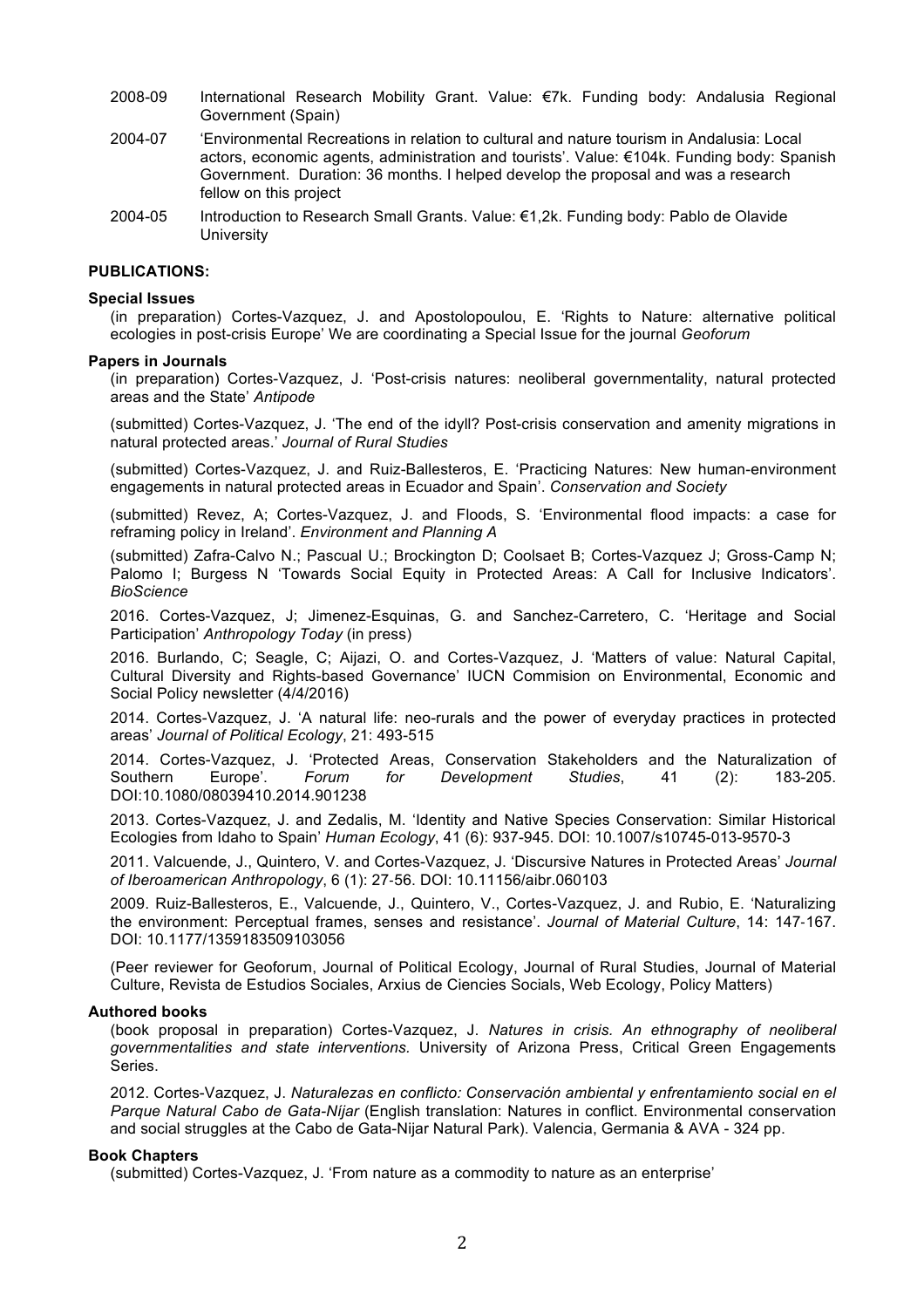2008-09 International Research Mobility Grant. Value: €7k. Funding body: Andalusia Regional Government (Spain)

2004-07 'Environmental Recreations in relation to cultural and nature tourism in Andalusia: Local actors, economic agents, administration and tourists'. Value: €104k. Funding body: Spanish Government. Duration: 36 months. I helped develop the proposal and was a research fellow on this project

2004-05 Introduction to Research Small Grants. Value: €1,2k. Funding body: Pablo de Olavide University

**PUBLICATIONS:**

**Special Issues**

(in preparation) Cortes-Vazquez, J. and Apostolopoulou, E. 'Rights to Nature: alternative political ecologies in post-crisis Europe' We are coordinating a Special Issue for the journal *Geoforum*

**Papers in Journals**

(in preparation) Cortes-Vazquez, J. 'Post-crisis natures: neoliberal governmentality, natural protected areas and the State' *Antipode*

(submitted) Cortes-Vazquez, J. 'The end of the idyll? Post-crisis conservation and amenity migrations in natural protected areas.' *Journal of Rural Studies*

(submitted) Cortes-Vazquez, J. and Ruiz-Ballesteros, E. 'Practicing Natures: New human-environment engagements in natural protected areas in Ecuador and Spain'. *Conservation and Society*

(submitted) Revez, A; Cortes-Vazquez, J. and Floods, S. 'Environmental flood impacts: a case for reframing policy in Ireland'. *Environment and Planning A*

(submitted) Zafra-Calvo N.; Pascual U.; Brockington D; Coolsaet B; Cortes-Vazquez J; Gross-Camp N; Palomo I; Burgess N 'Towards Social Equity in Protected Areas: A Call for Inclusive Indicators'. *BioScience*

2016. Cortes-Vazquez, J; Jimenez-Esquinas, G. and Sanchez-Carretero, C. 'Heritage and Social Participation' *Anthropology Today* (in press)

2016. Burlando, C; Seagle, C; Aijazi, O. and Cortes-Vazquez, J. 'Matters of value: Natural Capital, Cultural Diversity and Rights-based Governance' IUCN Commision on Environmental, Economic and Social Policy newsletter (4/4/2016)

2014. Cortes-Vazquez, J. 'A natural life: neo-rurals and the power of everyday practices in protected areas' *Journal of Political Ecology*, 21: 493-515

2014. Cortes-Vazquez, J. 'Protected Areas, Conservation Stakeholders and the Naturalization of Southern Europe'. *Forum for Development Studies*, 41 (2): 183-205. DOI:10.1080/08039410.2014.901238

2013. Cortes-Vazquez, J. and Zedalis, M. 'Identity and Native Species Conservation: Similar Historical Ecologies from Idaho to Spain' *Human Ecology*, 41 (6): 937-945. DOI: 10.1007/s10745-013-9570-3

2011. Valcuende, J., Quintero, V. and Cortes-Vazquez, J. 'Discursive Natures in Protected Areas' *Journal of Iberoamerican Anthropology*, 6 (1): 27-56. DOI: 10.11156/aibr.060103

2009. Ruiz-Ballesteros, E., Valcuende, J., Quintero, V., Cortes-Vazquez, J. and Rubio, E. 'Naturalizing the environment: Perceptual frames, senses and resistance'. *Journal of Material Culture*, 14: 147-167. DOI: 10.1177/1359183509103056

(Peer reviewer for Geoforum, Journal of Political Ecology, Journal of Rural Studies, Journal of Material Culture, Revista de Estudios Sociales, Arxius de Ciencies Socials, Web Ecology, Policy Matters)

**Authored books**

(book proposal in preparation) Cortes-Vazquez, J. *Natures in crisis. An ethnography of neoliberal governmentalities and state interventions.* University of Arizona Press, Critical Green Engagements Series.

2012. Cortes-Vazquez, J. *Naturalezas en conflicto: Conservación ambiental y enfrentamiento social en el Parque Natural Cabo de Gata-Nijar* (English translation: Natures in conflict. Environmental conservation and social struggles at the Cabo de Gata-Nijar Natural Park). Valencia, Germania & AVA - 324 pp.

**Book Chapters**

(submitted) Cortes-Vazquez, J. 'From nature as a commodity to nature as an enterprise'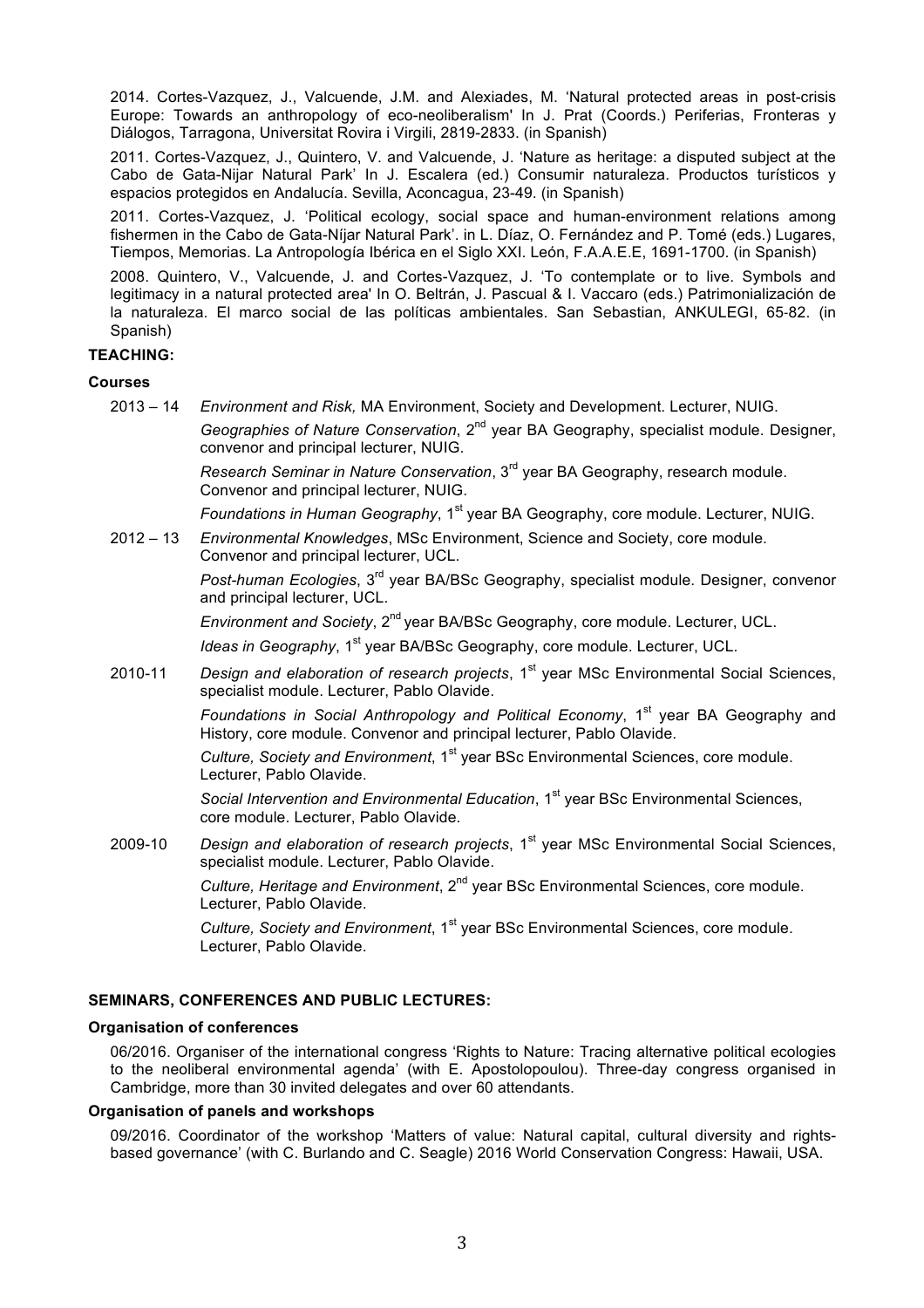2014. Cortes-Vazquez, J., Valcuende, J.M. and Alexiades, M. 'Natural protected areas in post-crisis Europe: Towards an anthropology of eco-neoliberalism' In J. Prat (Coords.) Periferias, Fronteras y Diálogos, Tarragona, Universitat Rovira i Virgili, 2819-2833. (in Spanish)

2011. Cortes-Vazquez, J., Quintero, V. and Valcuende, J. 'Nature as heritage: a disputed subject at the Cabo de Gata-Nijar Natural Park' In J. Escalera (ed.) Consumir naturaleza. Productos turísticos y espacios protegidos en Andalucía. Sevilla, Aconcagua, 23-49. (in Spanish)

2011. Cortes-Vazquez, J. 'Political ecology, social space and human-environment relations among fishermen in the Cabo de Gata-Níjar Natural Park'. in L. Díaz, O. Fernández and P. Tomé (eds.) Lugares, Tiempos, Memorias. La Antropología Ibérica en el Siglo XXI. León, F.A.A.E.E, 1691-1700. (in Spanish)

2008. Quintero, V., Valcuende, J. and Cortes-Vazquez, J. 'To contemplate or to live. Symbols and legitimacy in a natural protected area' In O. Beltrán, J. Pascual & I. Vaccaro (eds.) Patrimonialización de la naturaleza. El marco social de las políticas ambientales. San Sebastian, ANKULEGI, 65-82. (in Spanish)

**TEACHING:**

**Courses**

2013 – 14

*Environment and Risk,* MA Environment, Society and Development. Lecturer, NUIG.

*Geographies of Nature Conservation*, 2nd year BA Geography, specialist module. Designer, convenor and principal lecturer, NUIG.

*Research Seminar in Nature Conservation*, 3rd year BA Geography, research module. Convenor and principal lecturer, NUIG.

*Foundations in Human Geography*, 1st year BA Geography, core module. Lecturer, NUIG.

2012 – 13

*Environmental Knowledges*, MSc Environment, Science and Society, core module. Convenor and principal lecturer, UCL.

*Post-human Ecologies*, 3rd year BA/BSc Geography, specialist module. Designer, convenor and principal lecturer, UCL.

*Environment and Society*, 2nd year BA/BSc Geography, core module. Lecturer, UCL.

*Ideas in Geography*, 1st year BA/BSc Geography, core module. Lecturer, UCL.

2010-11

*Design and elaboration of research projects*, 1st year MSc Environmental Social Sciences, specialist module. Lecturer, Pablo Olavide.

*Foundations in Social Anthropology and Political Economy*, 1st year BA Geography and History, core module. Convenor and principal lecturer, Pablo Olavide.

*Culture, Society and Environment*, 1st year BSc Environmental Sciences, core module. Lecturer, Pablo Olavide.

*Social Intervention and Environmental Education*, 1st year BSc Environmental Sciences, core module. Lecturer, Pablo Olavide.

2009-10

*Design and elaboration of research projects*, 1st year MSc Environmental Social Sciences, specialist module. Lecturer, Pablo Olavide.

*Culture, Heritage and Environment*, 2nd year BSc Environmental Sciences, core module. Lecturer, Pablo Olavide.

*Culture, Society and Environment*, 1st year BSc Environmental Sciences, core module. Lecturer, Pablo Olavide.

**SEMINARS, CONFERENCES AND PUBLIC LECTURES:**

**Organisation of conferences**

06/2016. Organiser of the international congress 'Rights to Nature: Tracing alternative political ecologies to the neoliberal environmental agenda' (with E. Apostolopoulou). Three-day congress organised in Cambridge, more than 30 invited delegates and over 60 attendants.

**Organisation of panels and workshops**

09/2016. Coordinator of the workshop 'Matters of value: Natural capital, cultural diversity and rights-based governance' (with C. Burlando and C. Seagle) 2016 World Conservation Congress: Hawaii, USA.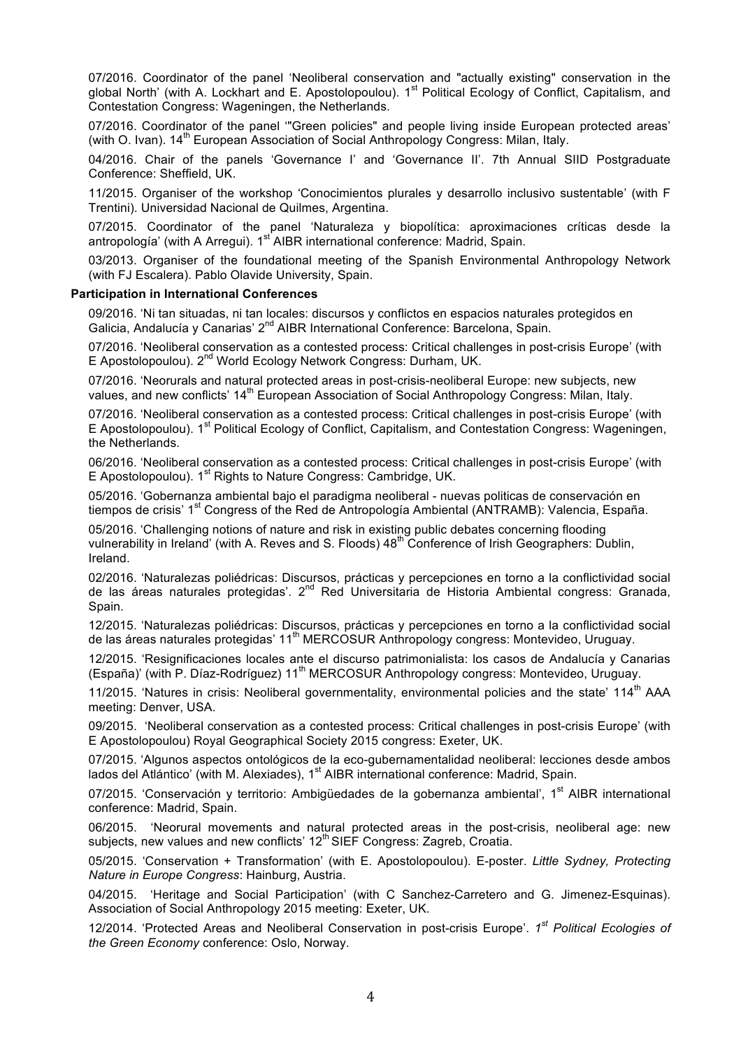07/2016. Coordinator of the panel 'Neoliberal conservation and "actually existing" conservation in the global North' (with A. Lockhart and E. Apostolopoulou). 1st Political Ecology of Conflict, Capitalism, and Contestation Congress: Wageningen, the Netherlands.

07/2016. Coordinator of the panel '"Green policies" and people living inside European protected areas' (with O. Ivan). 14th European Association of Social Anthropology Congress: Milan, Italy.

04/2016. Chair of the panels 'Governance I' and 'Governance II'. 7th Annual SIID Postgraduate Conference: Sheffield, UK.

11/2015. Organiser of the workshop 'Conocimientos plurales y desarrollo inclusivo sustentable' (with F Trentini). Universidad Nacional de Quilmes, Argentina.

07/2015. Coordinator of the panel 'Naturaleza y biopolítica: aproximaciones críticas desde la antropología' (with A Arregui). 1st AIBR international conference: Madrid, Spain.

03/2013. Organiser of the foundational meeting of the Spanish Environmental Anthropology Network (with FJ Escalera). Pablo Olavide University, Spain.

**Participation in International Conferences**

09/2016. 'Ni tan situadas, ni tan locales: discursos y conflictos en espacios naturales protegidos en Galicia, Andalucía y Canarias' 2nd AIBR International Conference: Barcelona, Spain.

07/2016. 'Neoliberal conservation as a contested process: Critical challenges in post-crisis Europe' (with E Apostolopoulou). 2nd World Ecology Network Congress: Durham, UK.

07/2016. 'Neorurals and natural protected areas in post-crisis-neoliberal Europe: new subjects, new values, and new conflicts' 14th European Association of Social Anthropology Congress: Milan, Italy.

07/2016. 'Neoliberal conservation as a contested process: Critical challenges in post-crisis Europe' (with E Apostolopoulou). 1st Political Ecology of Conflict, Capitalism, and Contestation Congress: Wageningen, the Netherlands.

06/2016. 'Neoliberal conservation as a contested process: Critical challenges in post-crisis Europe' (with E Apostolopoulou). 1st Rights to Nature Congress: Cambridge, UK.

05/2016. 'Gobernanza ambiental bajo el paradigma neoliberal - nuevas politicas de conservación en tiempos de crisis' 1st Congress of the Red de Antropología Ambiental (ANTRAMB): Valencia, España.

05/2016. 'Challenging notions of nature and risk in existing public debates concerning flooding vulnerability in Ireland' (with A. Reves and S. Floods) 48th Conference of Irish Geographers: Dublin, Ireland.

02/2016. 'Naturalezas poliédricas: Discursos, prácticas y percepciones en torno a la conflictividad social de las áreas naturales protegidas'. 2nd Red Universitaria de Historia Ambiental congress: Granada, Spain.

12/2015. 'Naturalezas poliédricas: Discursos, prácticas y percepciones en torno a la conflictividad social de las áreas naturales protegidas' 11th MERCOSUR Anthropology congress: Montevideo, Uruguay.

12/2015. 'Resignificaciones locales ante el discurso patrimonialista: los casos de Andalucía y Canarias (España)' (with P. Díaz-Rodríguez) 11th MERCOSUR Anthropology congress: Montevideo, Uruguay.

11/2015. 'Natures in crisis: Neoliberal governmentality, environmental policies and the state' 114th AAA meeting: Denver, USA.

09/2015. 'Neoliberal conservation as a contested process: Critical challenges in post-crisis Europe' (with E Apostolopoulou) Royal Geographical Society 2015 congress: Exeter, UK.

07/2015. 'Algunos aspectos ontológicos de la eco-gubernamentalidad neoliberal: lecciones desde ambos lados del Atlántico' (with M. Alexiades), 1st AIBR international conference: Madrid, Spain.

07/2015. 'Conservación y territorio: Ambigüedades de la gobernanza ambiental', 1st AIBR international conference: Madrid, Spain.

06/2015. 'Neorural movements and natural protected areas in the post-crisis, neoliberal age: new subjects, new values and new conflicts' 12th SIEF Congress: Zagreb, Croatia.

05/2015. 'Conservation + Transformation' (with E. Apostolopoulou). E-poster. *Little Sydney, Protecting Nature in Europe Congress*: Hainburg, Austria.

04/2015. 'Heritage and Social Participation' (with C Sanchez-Carretero and G. Jimenez-Esquinas). Association of Social Anthropology 2015 meeting: Exeter, UK.

12/2014. 'Protected Areas and Neoliberal Conservation in post-crisis Europe'. *1st Political Ecologies of the Green Economy* conference: Oslo, Norway.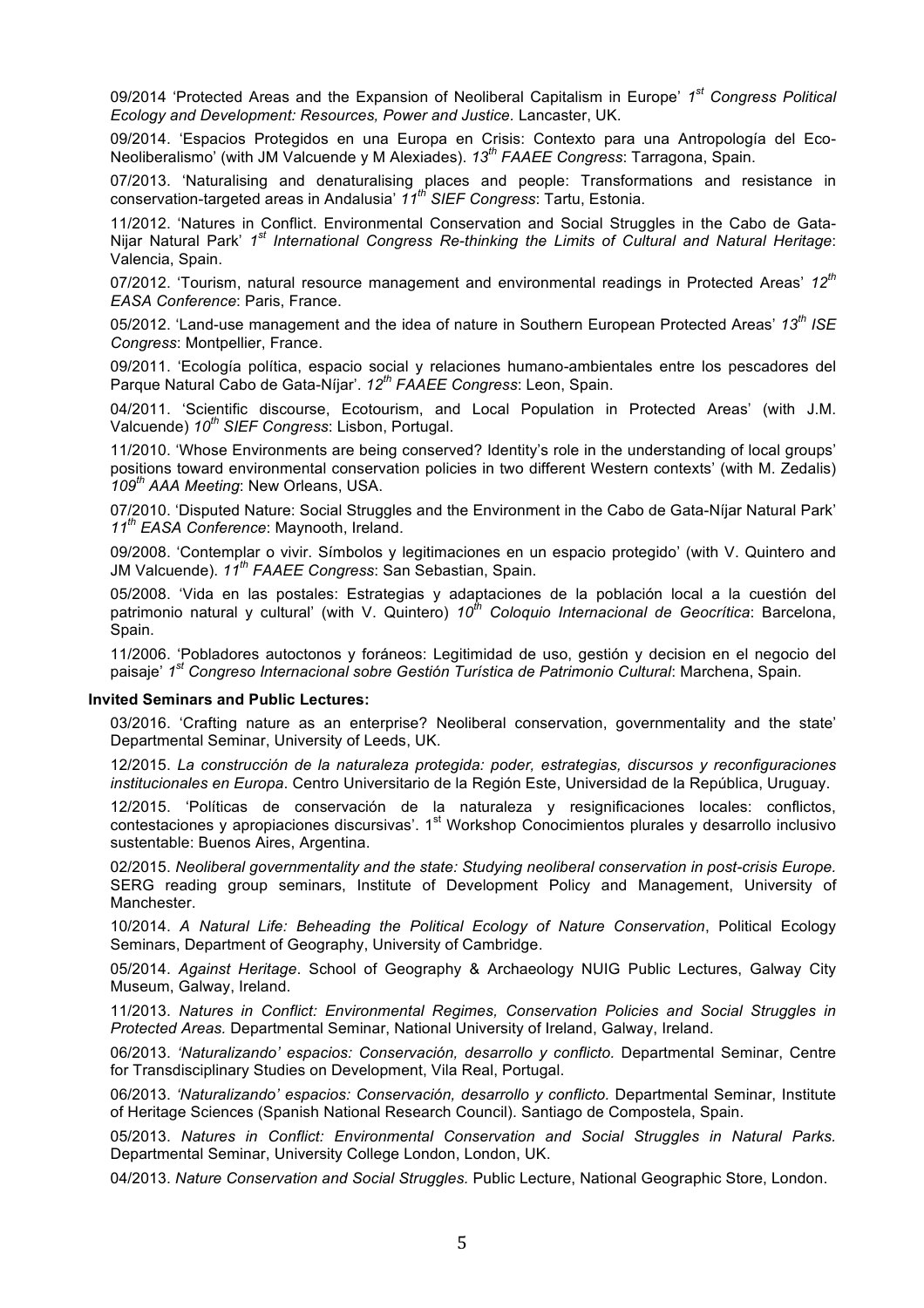09/2014 'Protected Areas and the Expansion of Neoliberal Capitalism in Europe' *1st Congress Political Ecology and Development: Resources, Power and Justice*. Lancaster, UK.

09/2014. 'Espacios Protegidos en una Europa en Crisis: Contexto para una Antropología del Eco-Neoliberalismo' (with JM Valcuende y M Alexiades). *13th FAAEE Congress*: Tarragona, Spain.

07/2013. 'Naturalising and denaturalising places and people: Transformations and resistance in conservation-targeted areas in Andalusia' *11th SIEF Congress*: Tartu, Estonia.

11/2012. 'Natures in Conflict. Environmental Conservation and Social Struggles in the Cabo de Gata-Nijar Natural Park' *1st International Congress Re-thinking the Limits of Cultural and Natural Heritage*: Valencia, Spain.

07/2012. 'Tourism, natural resource management and environmental readings in Protected Areas' *12th EASA Conference*: Paris, France.

05/2012. 'Land-use management and the idea of nature in Southern European Protected Areas' *13th ISE Congress*: Montpellier, France.

09/2011. 'Ecología política, espacio social y relaciones humano-ambientales entre los pescadores del Parque Natural Cabo de Gata-Níjar'. *12th FAAEE Congress*: Leon, Spain.

04/2011. 'Scientific discourse, Ecotourism, and Local Population in Protected Areas' (with J.M. Valcuende) *10th SIEF Congress*: Lisbon, Portugal.

11/2010. 'Whose Environments are being conserved? Identity's role in the understanding of local groups' positions toward environmental conservation policies in two different Western contexts' (with M. Zedalis) *109th AAA Meeting*: New Orleans, USA.

07/2010. 'Disputed Nature: Social Struggles and the Environment in the Cabo de Gata-Níjar Natural Park' *11th EASA Conference*: Maynooth, Ireland.

09/2008. 'Contemplar o vivir. Símbolos y legitimaciones en un espacio protegido' (with V. Quintero and JM Valcuende). *11th FAAEE Congress*: San Sebastian, Spain.

05/2008. 'Vida en las postales: Estrategias y adaptaciones de la población local a la cuestión del patrimonio natural y cultural' (with V. Quintero) *10th Coloquio Internacional de Geocrítica*: Barcelona, Spain.

11/2006. 'Pobladores autoctonos y foráneos: Legitimidad de uso, gestión y decision en el negocio del paisaje' *1st Congreso Internacional sobre Gestión Turística de Patrimonio Cultural*: Marchena, Spain.

**Invited Seminars and Public Lectures:**

03/2016. 'Crafting nature as an enterprise? Neoliberal conservation, governmentality and the state' Departmental Seminar, University of Leeds, UK.

12/2015. *La construcción de la naturaleza protegida: poder, estrategias, discursos y reconfiguraciones institucionales en Europa*. Centro Universitario de la Región Este, Universidad de la República, Uruguay.

12/2015. 'Políticas de conservación de la naturaleza y resignificaciones locales: conflictos, contestaciones y apropiaciones discursivas'. 1st Workshop Conocimientos plurales y desarrollo inclusivo sustentable: Buenos Aires, Argentina.

02/2015. *Neoliberal governmentality and the state: Studying neoliberal conservation in post-crisis Europe.* SERG reading group seminars, Institute of Development Policy and Management, University of Manchester.

10/2014. *A Natural Life: Beheading the Political Ecology of Nature Conservation*, Political Ecology Seminars, Department of Geography, University of Cambridge.

05/2014. *Against Heritage*. School of Geography & Archaeology NUIG Public Lectures, Galway City Museum, Galway, Ireland.

11/2013. *Natures in Conflict: Environmental Regimes, Conservation Policies and Social Struggles in Protected Areas.* Departmental Seminar, National University of Ireland, Galway, Ireland.

06/2013. *'Naturalizando' espacios: Conservación, desarrollo y conflicto.* Departmental Seminar, Centre for Transdisciplinary Studies on Development, Vila Real, Portugal.

06/2013. *'Naturalizando' espacios: Conservación, desarrollo y conflicto.* Departmental Seminar, Institute of Heritage Sciences (Spanish National Research Council). Santiago de Compostela, Spain.

05/2013. *Natures in Conflict: Environmental Conservation and Social Struggles in Natural Parks.* Departmental Seminar, University College London, London, UK.

04/2013. *Nature Conservation and Social Struggles.* Public Lecture, National Geographic Store, London.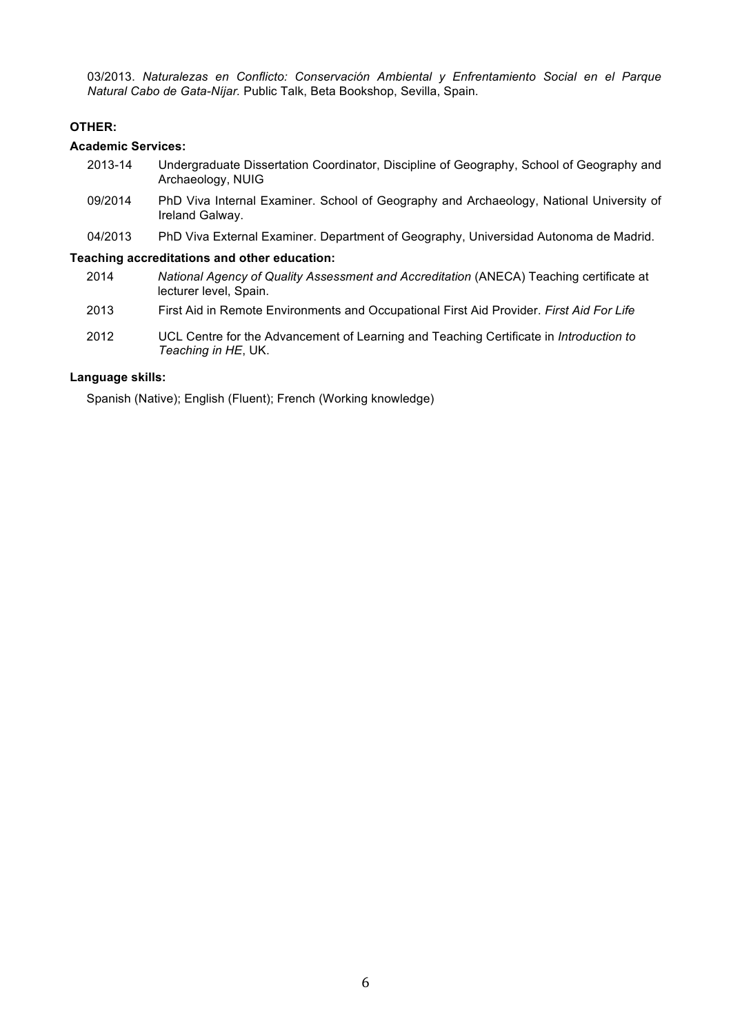03/2013. *Naturalezas en Conflicto: Conservación Ambiental y Enfrentamiento Social en el Parque Natural Cabo de Gata-Níjar.* Public Talk, Beta Bookshop, Sevilla, Spain.

**OTHER:**

**Academic Services:**

| | |
|---|---|
| 2013-14 | Undergraduate Dissertation Coordinator, Discipline of Geography, School of Geography and Archaeology, NUIG |
| 09/2014 | PhD Viva Internal Examiner. School of Geography and Archaeology, National University of Ireland Galway. |
| 04/2013 | PhD Viva External Examiner. Department of Geography, Universidad Autonoma de Madrid. |

**Teaching accreditations and other education:**

| | |
|---|---|
| 2014 | *National Agency of Quality Assessment and Accreditation* (ANECA) Teaching certificate at lecturer level, Spain. |
| 2013 | First Aid in Remote Environments and Occupational First Aid Provider. *First Aid For Life* |
| 2012 | UCL Centre for the Advancement of Learning and Teaching Certificate in *Introduction to Teaching in HE*, UK. |

**Language skills:**

Spanish (Native); English (Fluent); French (Working knowledge)